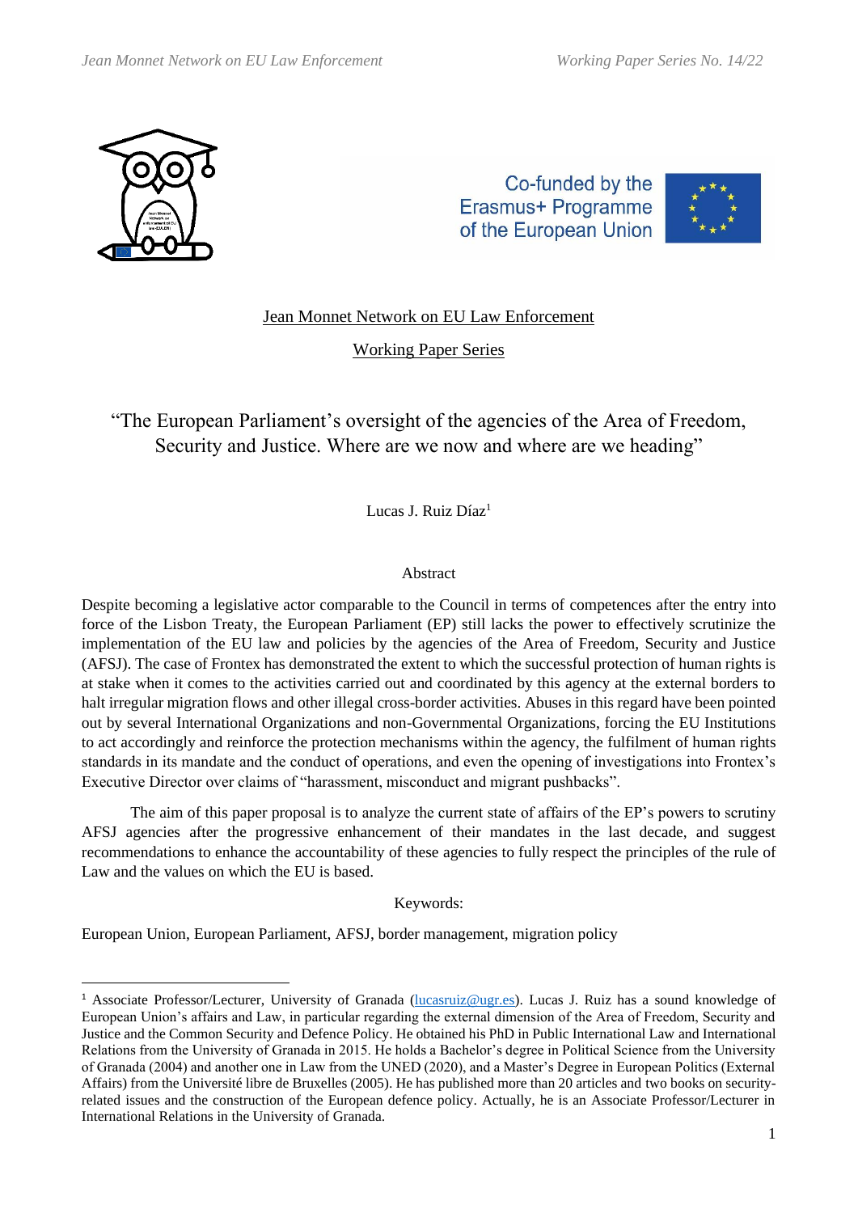Jean Monnet Network on EU Law Enforcement

Working Paper Series

# "The European Parliament's oversight of the agencies of the Area of Freedom, Security and Justice. Where are we now and where are we heading"

Lucas J. Ruiz Díaz[1]

## Abstract

Despite becoming a legislative actor comparable to the Council in terms of competences after the entry into force of the Lisbon Treaty, the European Parliament (EP) still lacks the power to effectively scrutinize the implementation of the EU law and policies by the agencies of the Area of Freedom, Security and Justice (AFSJ). The case of Frontex has demonstrated the extent to which the successful protection of human rights is at stake when it comes to the activities carried out and coordinated by this agency at the external borders to halt irregular migration flows and other illegal cross-border activities. Abuses in this regard have been pointed out by several International Organizations and non-Governmental Organizations, forcing the EU Institutions to act accordingly and reinforce the protection mechanisms within the agency, the fulfilment of human rights standards in its mandate and the conduct of operations, and even the opening of investigations into Frontex's Executive Director over claims of "harassment, misconduct and migrant pushbacks".

The aim of this paper proposal is to analyze the current state of affairs of the EP's powers to scrutiny AFSJ agencies after the progressive enhancement of their mandates in the last decade, and suggest recommendations to enhance the accountability of these agencies to fully respect the principles of the rule of Law and the values on which the EU is based.

Keywords:

European Union, European Parliament, AFSJ, border management, migration policy

---

[1] Associate Professor/Lecturer, University of Granada (lucasruiz@ugr.es). Lucas J. Ruiz has a sound knowledge of European Union's affairs and Law, in particular regarding the external dimension of the Area of Freedom, Security and Justice and the Common Security and Defence Policy. He obtained his PhD in Public International Law and International Relations from the University of Granada in 2015. He holds a Bachelor's degree in Political Science from the University of Granada (2004) and another one in Law from the UNED (2020), and a Master's Degree in European Politics (External Affairs) from the Université libre de Bruxelles (2005). He has published more than 20 articles and two books on security-related issues and the construction of the European defence policy. Actually, he is an Associate Professor/Lecturer in International Relations in the University of Granada.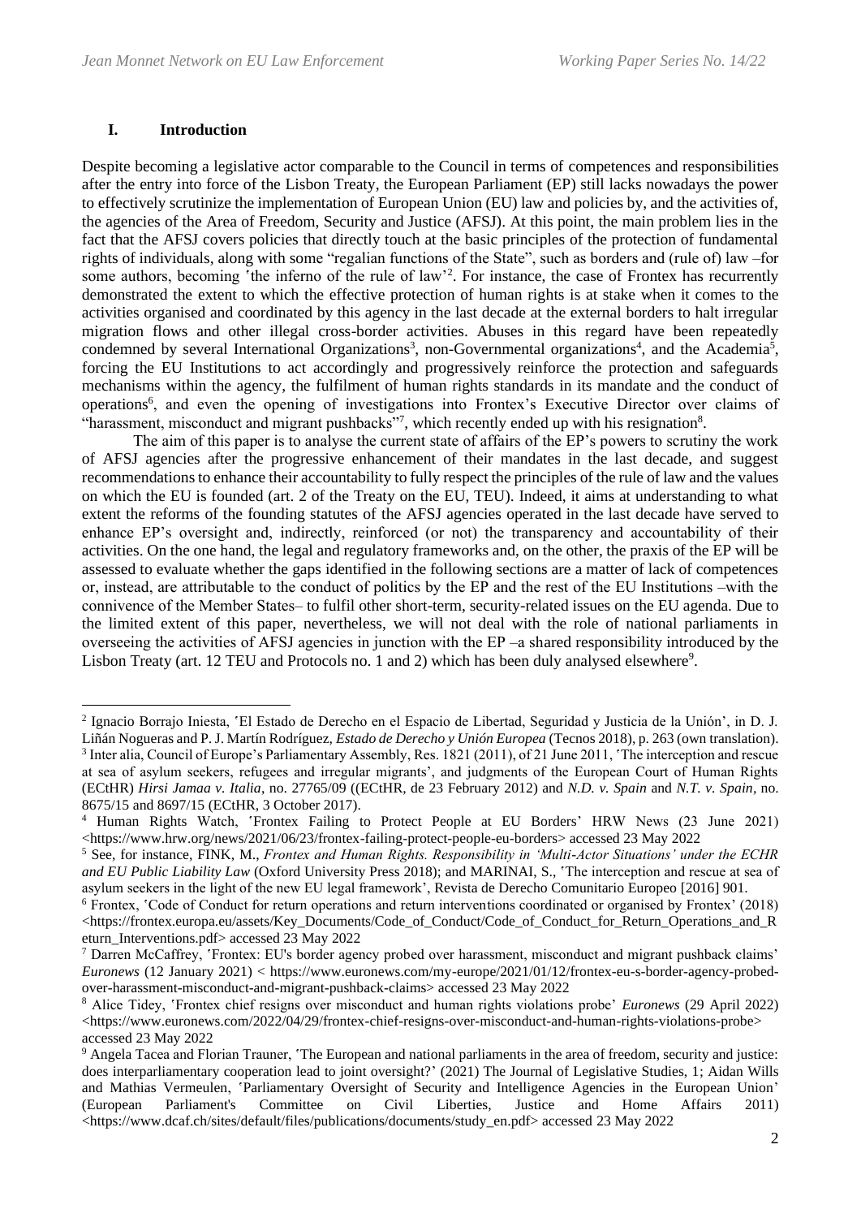## I. Introduction

Despite becoming a legislative actor comparable to the Council in terms of competences and responsibilities after the entry into force of the Lisbon Treaty, the European Parliament (EP) still lacks nowadays the power to effectively scrutinize the implementation of European Union (EU) law and policies by, and the activities of, the agencies of the Area of Freedom, Security and Justice (AFSJ). At this point, the main problem lies in the fact that the AFSJ covers policies that directly touch at the basic principles of the protection of fundamental rights of individuals, along with some "regalian functions of the State", such as borders and (rule of) law –for some authors, becoming 'the inferno of the rule of law'[2]. For instance, the case of Frontex has recurrently demonstrated the extent to which the effective protection of human rights is at stake when it comes to the activities organised and coordinated by this agency in the last decade at the external borders to halt irregular migration flows and other illegal cross-border activities. Abuses in this regard have been repeatedly condemned by several International Organizations[3], non-Governmental organizations[4], and the Academia[5], forcing the EU Institutions to act accordingly and progressively reinforce the protection and safeguards mechanisms within the agency, the fulfilment of human rights standards in its mandate and the conduct of operations[6], and even the opening of investigations into Frontex's Executive Director over claims of "harassment, misconduct and migrant pushbacks"[7], which recently ended up with his resignation[8].

The aim of this paper is to analyse the current state of affairs of the EP's powers to scrutiny the work of AFSJ agencies after the progressive enhancement of their mandates in the last decade, and suggest recommendations to enhance their accountability to fully respect the principles of the rule of law and the values on which the EU is founded (art. 2 of the Treaty on the EU, TEU). Indeed, it aims at understanding to what extent the reforms of the founding statutes of the AFSJ agencies operated in the last decade have served to enhance EP's oversight and, indirectly, reinforced (or not) the transparency and accountability of their activities. On the one hand, the legal and regulatory frameworks and, on the other, the praxis of the EP will be assessed to evaluate whether the gaps identified in the following sections are a matter of lack of competences or, instead, are attributable to the conduct of politics by the EP and the rest of the EU Institutions –with the connivence of the Member States– to fulfil other short-term, security-related issues on the EU agenda. Due to the limited extent of this paper, nevertheless, we will not deal with the role of national parliaments in overseeing the activities of AFSJ agencies in junction with the EP –a shared responsibility introduced by the Lisbon Treaty (art. 12 TEU and Protocols no. 1 and 2) which has been duly analysed elsewhere[9].

---

[2] Ignacio Borrajo Iniesta, 'El Estado de Derecho en el Espacio de Libertad, Seguridad y Justicia de la Unión', in D. J. Liñán Nogueras and P. J. Martín Rodríguez, *Estado de Derecho y Unión Europea* (Tecnos 2018), p. 263 (own translation).

[3] Inter alia, Council of Europe's Parliamentary Assembly, Res. 1821 (2011), of 21 June 2011, 'The interception and rescue at sea of asylum seekers, refugees and irregular migrants', and judgments of the European Court of Human Rights (ECtHR) *Hirsi Jamaa v. Italia*, no. 27765/09 ((ECtHR, de 23 February 2012) and *N.D. v. Spain* and *N.T. v. Spain*, no. 8675/15 and 8697/15 (ECtHR, 3 October 2017).

[4] Human Rights Watch, 'Frontex Failing to Protect People at EU Borders' HRW News (23 June 2021) <https://www.hrw.org/news/2021/06/23/frontex-failing-protect-people-eu-borders> accessed 23 May 2022

[5] See, for instance, FINK, M., *Frontex and Human Rights. Responsibility in 'Multi-Actor Situations' under the ECHR and EU Public Liability Law* (Oxford University Press 2018); and MARINAI, S., 'The interception and rescue at sea of asylum seekers in the light of the new EU legal framework', Revista de Derecho Comunitario Europeo [2016] 901.

[6] Frontex, 'Code of Conduct for return operations and return interventions coordinated or organised by Frontex' (2018) <https://frontex.europa.eu/assets/Key_Documents/Code_of_Conduct/Code_of_Conduct_for_Return_Operations_and_Return_Interventions.pdf> accessed 23 May 2022

[7] Darren McCaffrey, 'Frontex: EU's border agency probed over harassment, misconduct and migrant pushback claims' *Euronews* (12 January 2021) < https://www.euronews.com/my-europe/2021/01/12/frontex-eu-s-border-agency-probed-over-harassment-misconduct-and-migrant-pushback-claims> accessed 23 May 2022

[8] Alice Tidey, 'Frontex chief resigns over misconduct and human rights violations probe' *Euronews* (29 April 2022) <https://www.euronews.com/2022/04/29/frontex-chief-resigns-over-misconduct-and-human-rights-violations-probe> accessed 23 May 2022

[9] Angela Tacea and Florian Trauner, 'The European and national parliaments in the area of freedom, security and justice: does interparliamentary cooperation lead to joint oversight?' (2021) The Journal of Legislative Studies, 1; Aidan Wills and Mathias Vermeulen, 'Parliamentary Oversight of Security and Intelligence Agencies in the European Union' (European Parliament's Committee on Civil Liberties, Justice and Home Affairs 2011) <https://www.dcaf.ch/sites/default/files/publications/documents/study_en.pdf> accessed 23 May 2022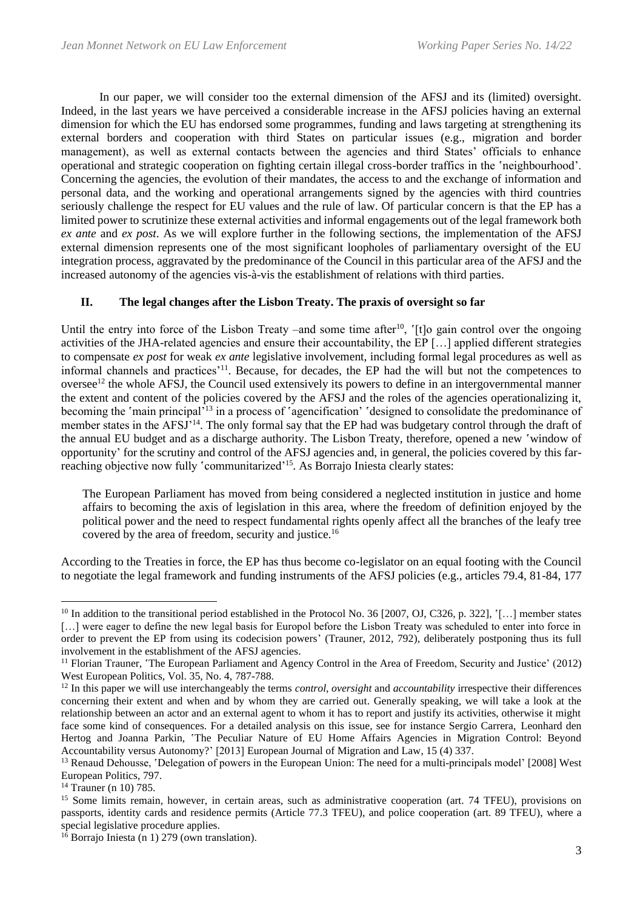In our paper, we will consider too the external dimension of the AFSJ and its (limited) oversight. Indeed, in the last years we have perceived a considerable increase in the AFSJ policies having an external dimension for which the EU has endorsed some programmes, funding and laws targeting at strengthening its external borders and cooperation with third States on particular issues (e.g., migration and border management), as well as external contacts between the agencies and third States' officials to enhance operational and strategic cooperation on fighting certain illegal cross-border traffics in the 'neighbourhood'. Concerning the agencies, the evolution of their mandates, the access to and the exchange of information and personal data, and the working and operational arrangements signed by the agencies with third countries seriously challenge the respect for EU values and the rule of law. Of particular concern is that the EP has a limited power to scrutinize these external activities and informal engagements out of the legal framework both *ex ante* and *ex post*. As we will explore further in the following sections, the implementation of the AFSJ external dimension represents one of the most significant loopholes of parliamentary oversight of the EU integration process, aggravated by the predominance of the Council in this particular area of the AFSJ and the increased autonomy of the agencies vis-à-vis the establishment of relations with third parties.

## II. The legal changes after the Lisbon Treaty. The praxis of oversight so far

Until the entry into force of the Lisbon Treaty –and some time after[10], '[t]o gain control over the ongoing activities of the JHA-related agencies and ensure their accountability, the EP […] applied different strategies to compensate *ex post* for weak *ex ante* legislative involvement, including formal legal procedures as well as informal channels and practices'[11]. Because, for decades, the EP had the will but not the competences to oversee[12] the whole AFSJ, the Council used extensively its powers to define in an intergovernmental manner the extent and content of the policies covered by the AFSJ and the roles of the agencies operationalizing it, becoming the 'main principal'[13] in a process of 'agencification' 'designed to consolidate the predominance of member states in the AFSJ'[14]. The only formal say that the EP had was budgetary control through the draft of the annual EU budget and as a discharge authority. The Lisbon Treaty, therefore, opened a new 'window of opportunity' for the scrutiny and control of the AFSJ agencies and, in general, the policies covered by this far-reaching objective now fully 'communitarized'[15]. As Borrajo Iniesta clearly states:

> The European Parliament has moved from being considered a neglected institution in justice and home affairs to becoming the axis of legislation in this area, where the freedom of definition enjoyed by the political power and the need to respect fundamental rights openly affect all the branches of the leafy tree covered by the area of freedom, security and justice.[16]

According to the Treaties in force, the EP has thus become co-legislator on an equal footing with the Council to negotiate the legal framework and funding instruments of the AFSJ policies (e.g., articles 79.4, 81-84, 177

---

[10] In addition to the transitional period established in the Protocol No. 36 [2007, OJ, C326, p. 322], '[…] member states […] were eager to define the new legal basis for Europol before the Lisbon Treaty was scheduled to enter into force in order to prevent the EP from using its codecision powers' (Trauner, 2012, 792), deliberately postponing thus its full involvement in the establishment of the AFSJ agencies.

[11] Florian Trauner, 'The European Parliament and Agency Control in the Area of Freedom, Security and Justice' (2012) West European Politics, Vol. 35, No. 4, 787-788.

[12] In this paper we will use interchangeably the terms *control*, *oversight* and *accountability* irrespective their differences concerning their extent and when and by whom they are carried out. Generally speaking, we will take a look at the relationship between an actor and an external agent to whom it has to report and justify its activities, otherwise it might face some kind of consequences. For a detailed analysis on this issue, see for instance Sergio Carrera, Leonhard den Hertog and Joanna Parkin, 'The Peculiar Nature of EU Home Affairs Agencies in Migration Control: Beyond Accountability versus Autonomy?' [2013] European Journal of Migration and Law, 15 (4) 337.

[13] Renaud Dehousse, 'Delegation of powers in the European Union: The need for a multi-principals model' [2008] West European Politics, 797.

[14] Trauner (n 10) 785.

[15] Some limits remain, however, in certain areas, such as administrative cooperation (art. 74 TFEU), provisions on passports, identity cards and residence permits (Article 77.3 TFEU), and police cooperation (art. 89 TFEU), where a special legislative procedure applies.

[16] Borrajo Iniesta (n 1) 279 (own translation).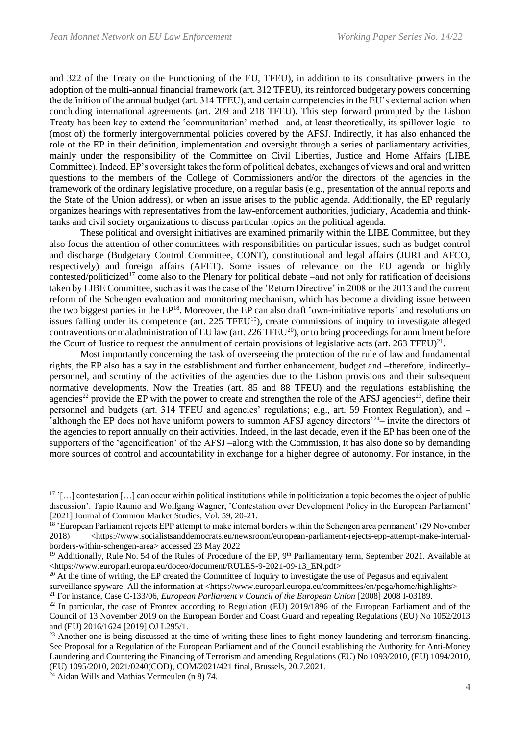and 322 of the Treaty on the Functioning of the EU, TFEU), in addition to its consultative powers in the adoption of the multi-annual financial framework (art. 312 TFEU), its reinforced budgetary powers concerning the definition of the annual budget (art. 314 TFEU), and certain competencies in the EU's external action when concluding international agreements (art. 209 and 218 TFEU). This step forward prompted by the Lisbon Treaty has been key to extend the 'communitarian' method –and, at least theoretically, its spillover logic– to (most of) the formerly intergovernmental policies covered by the AFSJ. Indirectly, it has also enhanced the role of the EP in their definition, implementation and oversight through a series of parliamentary activities, mainly under the responsibility of the Committee on Civil Liberties, Justice and Home Affairs (LIBE Committee). Indeed, EP's oversight takes the form of political debates, exchanges of views and oral and written questions to the members of the College of Commissioners and/or the directors of the agencies in the framework of the ordinary legislative procedure, on a regular basis (e.g., presentation of the annual reports and the State of the Union address), or when an issue arises to the public agenda. Additionally, the EP regularly organizes hearings with representatives from the law-enforcement authorities, judiciary, Academia and think-tanks and civil society organizations to discuss particular topics on the political agenda.

These political and oversight initiatives are examined primarily within the LIBE Committee, but they also focus the attention of other committees with responsibilities on particular issues, such as budget control and discharge (Budgetary Control Committee, CONT), constitutional and legal affairs (JURI and AFCO, respectively) and foreign affairs (AFET). Some issues of relevance on the EU agenda or highly contested/politicized[17] come also to the Plenary for political debate –and not only for ratification of decisions taken by LIBE Committee, such as it was the case of the 'Return Directive' in 2008 or the 2013 and the current reform of the Schengen evaluation and monitoring mechanism, which has become a dividing issue between the two biggest parties in the EP[18]. Moreover, the EP can also draft 'own-initiative reports' and resolutions on issues falling under its competence (art. 225 TFEU[19]), create commissions of inquiry to investigate alleged contraventions or maladministration of EU law (art. 226 TFEU[20]), or to bring proceedings for annulment before the Court of Justice to request the annulment of certain provisions of legislative acts (art. 263 TFEU)[21].

Most importantly concerning the task of overseeing the protection of the rule of law and fundamental rights, the EP also has a say in the establishment and further enhancement, budget and –therefore, indirectly– personnel, and scrutiny of the activities of the agencies due to the Lisbon provisions and their subsequent normative developments. Now the Treaties (art. 85 and 88 TFEU) and the regulations establishing the agencies[22] provide the EP with the power to create and strengthen the role of the AFSJ agencies[23], define their personnel and budgets (art. 314 TFEU and agencies' regulations; e.g., art. 59 Frontex Regulation), and –'although the EP does not have uniform powers to summon AFSJ agency directors'[24]– invite the directors of the agencies to report annually on their activities. Indeed, in the last decade, even if the EP has been one of the supporters of the 'agencification' of the AFSJ –along with the Commission, it has also done so by demanding more sources of control and accountability in exchange for a higher degree of autonomy. For instance, in the

---

[17] '[…] contestation […] can occur within political institutions while in politicization a topic becomes the object of public discussion'. Tapio Raunio and Wolfgang Wagner, 'Contestation over Development Policy in the European Parliament' [2021] Journal of Common Market Studies, Vol. 59, 20-21.

[18] 'European Parliament rejects EPP attempt to make internal borders within the Schengen area permanent' (29 November 2018) <https://www.socialistsanddemocrats.eu/newsroom/european-parliament-rejects-epp-attempt-make-internal-borders-within-schengen-area> accessed 23 May 2022

[19] Additionally, Rule No. 54 of the Rules of Procedure of the EP, 9th Parliamentary term, September 2021. Available at <https://www.europarl.europa.eu/doceo/document/RULES-9-2021-09-13_EN.pdf>

[20] At the time of writing, the EP created the Committee of Inquiry to investigate the use of Pegasus and equivalent surveillance spyware. All the information at <https://www.europarl.europa.eu/committees/en/pega/home/highlights>

[21] For instance, Case C-133/06, *European Parliament v Council of the European Union* [2008] 2008 I-03189.

[22] In particular, the case of Frontex according to Regulation (EU) 2019/1896 of the European Parliament and of the Council of 13 November 2019 on the European Border and Coast Guard and repealing Regulations (EU) No 1052/2013 and (EU) 2016/1624 [2019] OJ L295/1.

[23] Another one is being discussed at the time of writing these lines to fight money-laundering and terrorism financing. See Proposal for a Regulation of the European Parliament and of the Council establishing the Authority for Anti-Money Laundering and Countering the Financing of Terrorism and amending Regulations (EU) No 1093/2010, (EU) 1094/2010, (EU) 1095/2010, 2021/0240(COD), COM/2021/421 final, Brussels, 20.7.2021.

[24] Aidan Wills and Mathias Vermeulen (n 8) 74.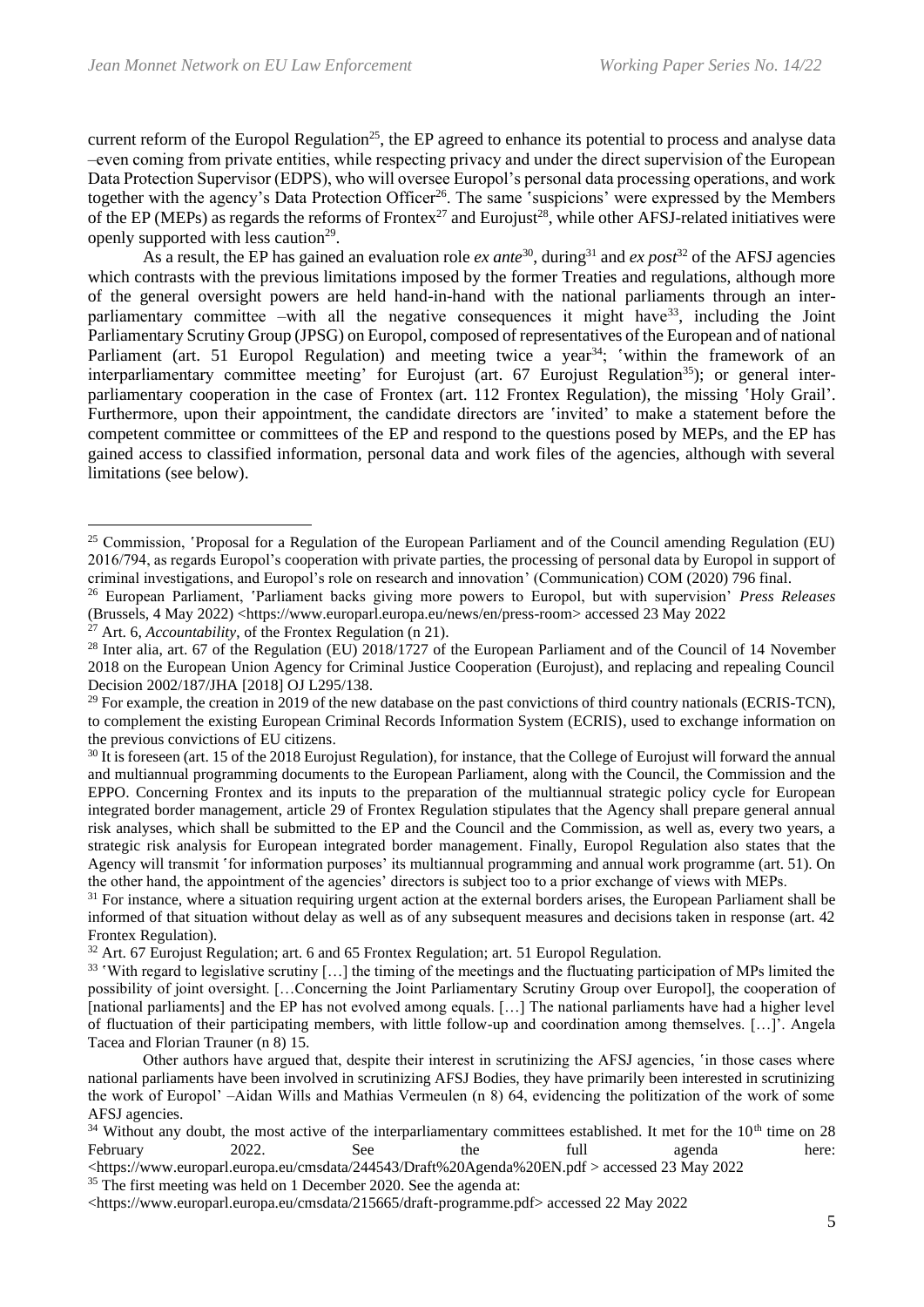current reform of the Europol Regulation[25], the EP agreed to enhance its potential to process and analyse data –even coming from private entities, while respecting privacy and under the direct supervision of the European Data Protection Supervisor (EDPS), who will oversee Europol's personal data processing operations, and work together with the agency's Data Protection Officer[26]. The same 'suspicions' were expressed by the Members of the EP (MEPs) as regards the reforms of Frontex[27] and Eurojust[28], while other AFSJ-related initiatives were openly supported with less caution[29].

As a result, the EP has gained an evaluation role *ex ante*[30], during[31] and *ex post*[32] of the AFSJ agencies which contrasts with the previous limitations imposed by the former Treaties and regulations, although more of the general oversight powers are held hand-in-hand with the national parliaments through an inter-parliamentary committee –with all the negative consequences it might have[33], including the Joint Parliamentary Scrutiny Group (JPSG) on Europol, composed of representatives of the European and of national Parliament (art. 51 Europol Regulation) and meeting twice a year[34]; 'within the framework of an interparliamentary committee meeting' for Eurojust (art. 67 Eurojust Regulation[35]); or general inter-parliamentary cooperation in the case of Frontex (art. 112 Frontex Regulation), the missing 'Holy Grail'. Furthermore, upon their appointment, the candidate directors are 'invited' to make a statement before the competent committee or committees of the EP and respond to the questions posed by MEPs, and the EP has gained access to classified information, personal data and work files of the agencies, although with several limitations (see below).

---

[25] Commission, 'Proposal for a Regulation of the European Parliament and of the Council amending Regulation (EU) 2016/794, as regards Europol's cooperation with private parties, the processing of personal data by Europol in support of criminal investigations, and Europol's role on research and innovation' (Communication) COM (2020) 796 final.

[26] European Parliament, 'Parliament backs giving more powers to Europol, but with supervision' *Press Releases* (Brussels, 4 May 2022) <https://www.europarl.europa.eu/news/en/press-room> accessed 23 May 2022

[27] Art. 6, *Accountability*, of the Frontex Regulation (n 21).

[28] Inter alia, art. 67 of the Regulation (EU) 2018/1727 of the European Parliament and of the Council of 14 November 2018 on the European Union Agency for Criminal Justice Cooperation (Eurojust), and replacing and repealing Council Decision 2002/187/JHA [2018] OJ L295/138.

[29] For example, the creation in 2019 of the new database on the past convictions of third country nationals (ECRIS-TCN), to complement the existing European Criminal Records Information System (ECRIS), used to exchange information on the previous convictions of EU citizens.

[30] It is foreseen (art. 15 of the 2018 Eurojust Regulation), for instance, that the College of Eurojust will forward the annual and multiannual programming documents to the European Parliament, along with the Council, the Commission and the EPPO. Concerning Frontex and its inputs to the preparation of the multiannual strategic policy cycle for European integrated border management, article 29 of Frontex Regulation stipulates that the Agency shall prepare general annual risk analyses, which shall be submitted to the EP and the Council and the Commission, as well as, every two years, a strategic risk analysis for European integrated border management. Finally, Europol Regulation also states that the Agency will transmit 'for information purposes' its multiannual programming and annual work programme (art. 51). On the other hand, the appointment of the agencies' directors is subject too to a prior exchange of views with MEPs.

[31] For instance, where a situation requiring urgent action at the external borders arises, the European Parliament shall be informed of that situation without delay as well as of any subsequent measures and decisions taken in response (art. 42 Frontex Regulation).

[32] Art. 67 Eurojust Regulation; art. 6 and 65 Frontex Regulation; art. 51 Europol Regulation.

[33] 'With regard to legislative scrutiny […] the timing of the meetings and the fluctuating participation of MPs limited the possibility of joint oversight. […Concerning the Joint Parliamentary Scrutiny Group over Europol], the cooperation of [national parliaments] and the EP has not evolved among equals. […] The national parliaments have had a higher level of fluctuation of their participating members, with little follow-up and coordination among themselves. […]'. Angela Tacea and Florian Trauner (n 8) 15.

Other authors have argued that, despite their interest in scrutinizing the AFSJ agencies, 'in those cases where national parliaments have been involved in scrutinizing AFSJ Bodies, they have primarily been interested in scrutinizing the work of Europol' –Aidan Wills and Mathias Vermeulen (n 8) 64, evidencing the politization of the work of some AFSJ agencies.

[34] Without any doubt, the most active of the interparliamentary committees established. It met for the 10th time on 28 February 2022. See the full agenda here: <https://www.europarl.europa.eu/cmsdata/244543/Draft%20Agenda%20EN.pdf > accessed 23 May 2022

[35] The first meeting was held on 1 December 2020. See the agenda at: <https://www.europarl.europa.eu/cmsdata/215665/draft-programme.pdf> accessed 22 May 2022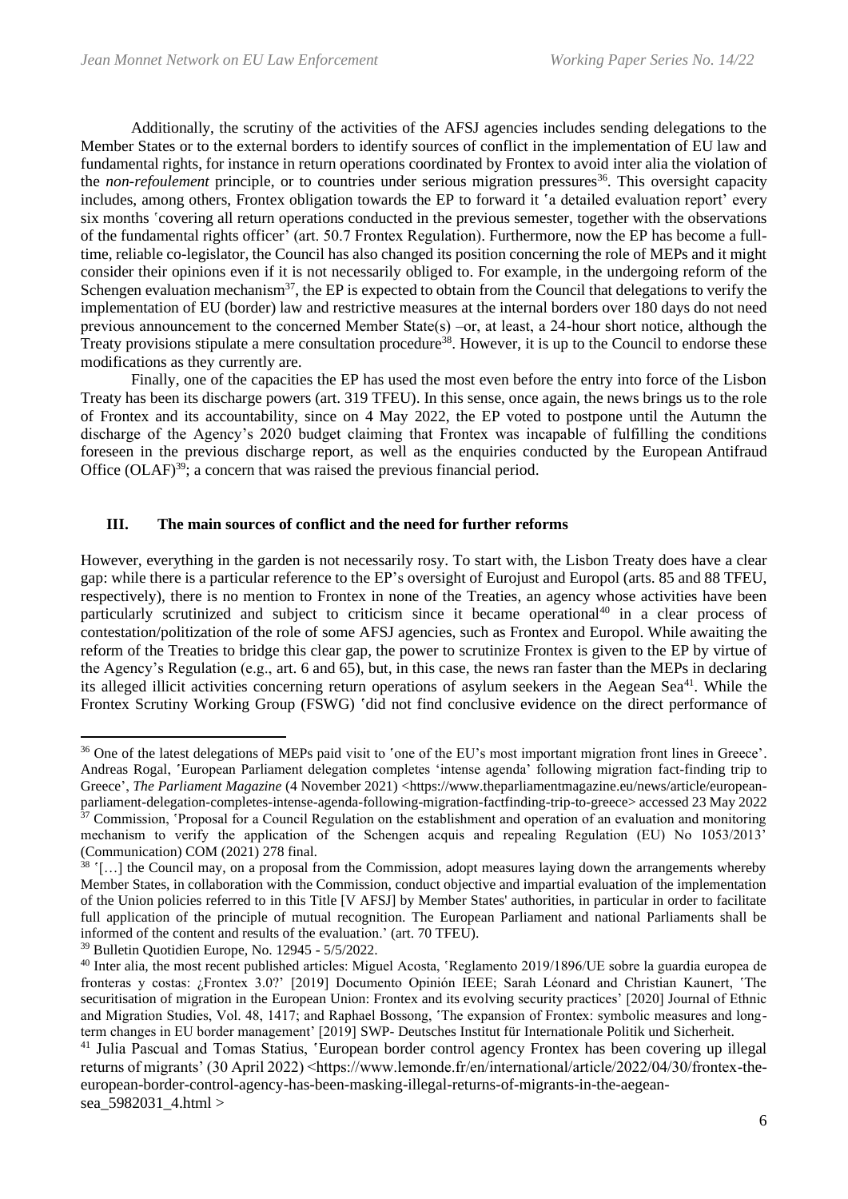Additionally, the scrutiny of the activities of the AFSJ agencies includes sending delegations to the Member States or to the external borders to identify sources of conflict in the implementation of EU law and fundamental rights, for instance in return operations coordinated by Frontex to avoid inter alia the violation of the *non-refoulement* principle, or to countries under serious migration pressures[36]. This oversight capacity includes, among others, Frontex obligation towards the EP to forward it 'a detailed evaluation report' every six months 'covering all return operations conducted in the previous semester, together with the observations of the fundamental rights officer' (art. 50.7 Frontex Regulation). Furthermore, now the EP has become a full-time, reliable co-legislator, the Council has also changed its position concerning the role of MEPs and it might consider their opinions even if it is not necessarily obliged to. For example, in the undergoing reform of the Schengen evaluation mechanism[37], the EP is expected to obtain from the Council that delegations to verify the implementation of EU (border) law and restrictive measures at the internal borders over 180 days do not need previous announcement to the concerned Member State(s) –or, at least, a 24-hour short notice, although the Treaty provisions stipulate a mere consultation procedure[38]. However, it is up to the Council to endorse these modifications as they currently are.

Finally, one of the capacities the EP has used the most even before the entry into force of the Lisbon Treaty has been its discharge powers (art. 319 TFEU). In this sense, once again, the news brings us to the role of Frontex and its accountability, since on 4 May 2022, the EP voted to postpone until the Autumn the discharge of the Agency's 2020 budget claiming that Frontex was incapable of fulfilling the conditions foreseen in the previous discharge report, as well as the enquiries conducted by the European Antifraud Office (OLAF)[39]; a concern that was raised the previous financial period.

## III. The main sources of conflict and the need for further reforms

However, everything in the garden is not necessarily rosy. To start with, the Lisbon Treaty does have a clear gap: while there is a particular reference to the EP's oversight of Eurojust and Europol (arts. 85 and 88 TFEU, respectively), there is no mention to Frontex in none of the Treaties, an agency whose activities have been particularly scrutinized and subject to criticism since it became operational[40] in a clear process of contestation/politization of the role of some AFSJ agencies, such as Frontex and Europol. While awaiting the reform of the Treaties to bridge this clear gap, the power to scrutinize Frontex is given to the EP by virtue of the Agency's Regulation (e.g., art. 6 and 65), but, in this case, the news ran faster than the MEPs in declaring its alleged illicit activities concerning return operations of asylum seekers in the Aegean Sea[41]. While the Frontex Scrutiny Working Group (FSWG) 'did not find conclusive evidence on the direct performance of

---

[36] One of the latest delegations of MEPs paid visit to 'one of the EU's most important migration front lines in Greece'. Andreas Rogal, 'European Parliament delegation completes 'intense agenda' following migration fact-finding trip to Greece', *The Parliament Magazine* (4 November 2021) <https://www.theparliamentmagazine.eu/news/article/european-parliament-delegation-completes-intense-agenda-following-migration-factfinding-trip-to-greece> accessed 23 May 2022

[37] Commission, 'Proposal for a Council Regulation on the establishment and operation of an evaluation and monitoring mechanism to verify the application of the Schengen acquis and repealing Regulation (EU) No 1053/2013' (Communication) COM (2021) 278 final.

[38] '[…] the Council may, on a proposal from the Commission, adopt measures laying down the arrangements whereby Member States, in collaboration with the Commission, conduct objective and impartial evaluation of the implementation of the Union policies referred to in this Title [V AFSJ] by Member States' authorities, in particular in order to facilitate full application of the principle of mutual recognition. The European Parliament and national Parliaments shall be informed of the content and results of the evaluation.' (art. 70 TFEU).

[39] Bulletin Quotidien Europe, No. 12945 - 5/5/2022.

[40] Inter alia, the most recent published articles: Miguel Acosta, 'Reglamento 2019/1896/UE sobre la guardia europea de fronteras y costas: ¿Frontex 3.0?' [2019] Documento Opinión IEEE; Sarah Léonard and Christian Kaunert, 'The securitisation of migration in the European Union: Frontex and its evolving security practices' [2020] Journal of Ethnic and Migration Studies, Vol. 48, 1417; and Raphael Bossong, 'The expansion of Frontex: symbolic measures and long-term changes in EU border management' [2019] SWP- Deutsches Institut für Internationale Politik und Sicherheit.

[41] Julia Pascual and Tomas Statius, 'European border control agency Frontex has been covering up illegal returns of migrants' (30 April 2022) <https://www.lemonde.fr/en/international/article/2022/04/30/frontex-the-european-border-control-agency-has-been-masking-illegal-returns-of-migrants-in-the-aegean-sea_5982031_4.html >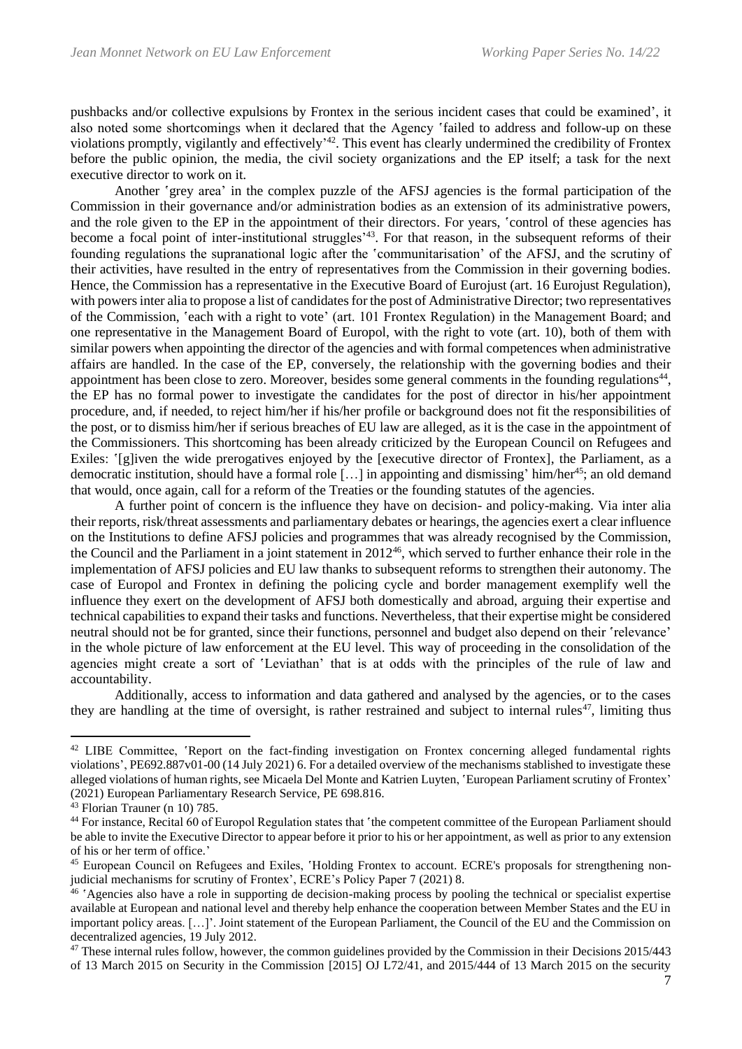pushbacks and/or collective expulsions by Frontex in the serious incident cases that could be examined', it also noted some shortcomings when it declared that the Agency 'failed to address and follow-up on these violations promptly, vigilantly and effectively'[42]. This event has clearly undermined the credibility of Frontex before the public opinion, the media, the civil society organizations and the EP itself; a task for the next executive director to work on it.

Another 'grey area' in the complex puzzle of the AFSJ agencies is the formal participation of the Commission in their governance and/or administration bodies as an extension of its administrative powers, and the role given to the EP in the appointment of their directors. For years, 'control of these agencies has become a focal point of inter-institutional struggles'[43]. For that reason, in the subsequent reforms of their founding regulations the supranational logic after the 'communitarisation' of the AFSJ, and the scrutiny of their activities, have resulted in the entry of representatives from the Commission in their governing bodies. Hence, the Commission has a representative in the Executive Board of Eurojust (art. 16 Eurojust Regulation), with powers inter alia to propose a list of candidates for the post of Administrative Director; two representatives of the Commission, 'each with a right to vote' (art. 101 Frontex Regulation) in the Management Board; and one representative in the Management Board of Europol, with the right to vote (art. 10), both of them with similar powers when appointing the director of the agencies and with formal competences when administrative affairs are handled. In the case of the EP, conversely, the relationship with the governing bodies and their appointment has been close to zero. Moreover, besides some general comments in the founding regulations[44], the EP has no formal power to investigate the candidates for the post of director in his/her appointment procedure, and, if needed, to reject him/her if his/her profile or background does not fit the responsibilities of the post, or to dismiss him/her if serious breaches of EU law are alleged, as it is the case in the appointment of the Commissioners. This shortcoming has been already criticized by the European Council on Refugees and Exiles: '[g]iven the wide prerogatives enjoyed by the [executive director of Frontex], the Parliament, as a democratic institution, should have a formal role […] in appointing and dismissing' him/her[45]; an old demand that would, once again, call for a reform of the Treaties or the founding statutes of the agencies.

A further point of concern is the influence they have on decision- and policy-making. Via inter alia their reports, risk/threat assessments and parliamentary debates or hearings, the agencies exert a clear influence on the Institutions to define AFSJ policies and programmes that was already recognised by the Commission, the Council and the Parliament in a joint statement in 2012[46], which served to further enhance their role in the implementation of AFSJ policies and EU law thanks to subsequent reforms to strengthen their autonomy. The case of Europol and Frontex in defining the policing cycle and border management exemplify well the influence they exert on the development of AFSJ both domestically and abroad, arguing their expertise and technical capabilities to expand their tasks and functions. Nevertheless, that their expertise might be considered neutral should not be for granted, since their functions, personnel and budget also depend on their 'relevance' in the whole picture of law enforcement at the EU level. This way of proceeding in the consolidation of the agencies might create a sort of 'Leviathan' that is at odds with the principles of the rule of law and accountability.

Additionally, access to information and data gathered and analysed by the agencies, or to the cases they are handling at the time of oversight, is rather restrained and subject to internal rules[47], limiting thus

---

[42] LIBE Committee, 'Report on the fact-finding investigation on Frontex concerning alleged fundamental rights violations', PE692.887v01-00 (14 July 2021) 6. For a detailed overview of the mechanisms stablished to investigate these alleged violations of human rights, see Micaela Del Monte and Katrien Luyten, 'European Parliament scrutiny of Frontex' (2021) European Parliamentary Research Service, PE 698.816.

[43] Florian Trauner (n 10) 785.

[44] For instance, Recital 60 of Europol Regulation states that 'the competent committee of the European Parliament should be able to invite the Executive Director to appear before it prior to his or her appointment, as well as prior to any extension of his or her term of office.'

[45] European Council on Refugees and Exiles, 'Holding Frontex to account. ECRE's proposals for strengthening non-judicial mechanisms for scrutiny of Frontex', ECRE's Policy Paper 7 (2021) 8.

[46] 'Agencies also have a role in supporting de decision-making process by pooling the technical or specialist expertise available at European and national level and thereby help enhance the cooperation between Member States and the EU in important policy areas. […]'. Joint statement of the European Parliament, the Council of the EU and the Commission on decentralized agencies, 19 July 2012.

[47] These internal rules follow, however, the common guidelines provided by the Commission in their Decisions 2015/443 of 13 March 2015 on Security in the Commission [2015] OJ L72/41, and 2015/444 of 13 March 2015 on the security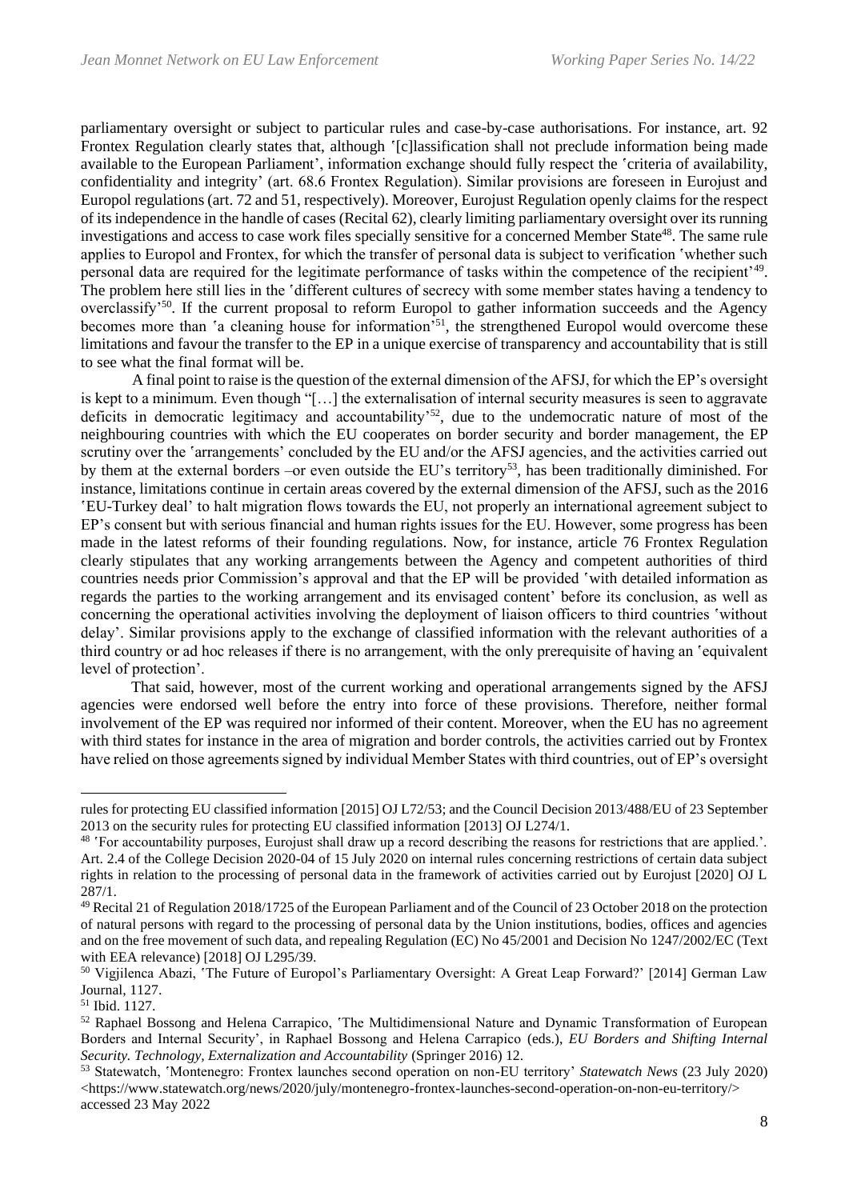parliamentary oversight or subject to particular rules and case-by-case authorisations. For instance, art. 92 Frontex Regulation clearly states that, although ʽ[c]lassification shall not preclude information being made available to the European Parliament', information exchange should fully respect the ʽcriteria of availability, confidentiality and integrity' (art. 68.6 Frontex Regulation). Similar provisions are foreseen in Eurojust and Europol regulations (art. 72 and 51, respectively). Moreover, Eurojust Regulation openly claims for the respect of its independence in the handle of cases (Recital 62), clearly limiting parliamentary oversight over its running investigations and access to case work files specially sensitive for a concerned Member State[48]. The same rule applies to Europol and Frontex, for which the transfer of personal data is subject to verification ʽwhether such personal data are required for the legitimate performance of tasks within the competence of the recipient'[49]. The problem here still lies in the ʽdifferent cultures of secrecy with some member states having a tendency to overclassify'[50]. If the current proposal to reform Europol to gather information succeeds and the Agency becomes more than ʽa cleaning house for information'[51], the strengthened Europol would overcome these limitations and favour the transfer to the EP in a unique exercise of transparency and accountability that is still to see what the final format will be.

A final point to raise is the question of the external dimension of the AFSJ, for which the EP's oversight is kept to a minimum. Even though "[…] the externalisation of internal security measures is seen to aggravate deficits in democratic legitimacy and accountability'[52], due to the undemocratic nature of most of the neighbouring countries with which the EU cooperates on border security and border management, the EP scrutiny over the ʽarrangements' concluded by the EU and/or the AFSJ agencies, and the activities carried out by them at the external borders –or even outside the EU's territory[53], has been traditionally diminished. For instance, limitations continue in certain areas covered by the external dimension of the AFSJ, such as the 2016 ʽEU-Turkey deal' to halt migration flows towards the EU, not properly an international agreement subject to EP's consent but with serious financial and human rights issues for the EU. However, some progress has been made in the latest reforms of their founding regulations. Now, for instance, article 76 Frontex Regulation clearly stipulates that any working arrangements between the Agency and competent authorities of third countries needs prior Commission's approval and that the EP will be provided ʽwith detailed information as regards the parties to the working arrangement and its envisaged content' before its conclusion, as well as concerning the operational activities involving the deployment of liaison officers to third countries ʽwithout delay'. Similar provisions apply to the exchange of classified information with the relevant authorities of a third country or ad hoc releases if there is no arrangement, with the only prerequisite of having an ʽequivalent level of protection'.

That said, however, most of the current working and operational arrangements signed by the AFSJ agencies were endorsed well before the entry into force of these provisions. Therefore, neither formal involvement of the EP was required nor informed of their content. Moreover, when the EU has no agreement with third states for instance in the area of migration and border controls, the activities carried out by Frontex have relied on those agreements signed by individual Member States with third countries, out of EP's oversight

---

rules for protecting EU classified information [2015] OJ L72/53; and the Council Decision 2013/488/EU of 23 September 2013 on the security rules for protecting EU classified information [2013] OJ L274/1.

[48] ʽFor accountability purposes, Eurojust shall draw up a record describing the reasons for restrictions that are applied.'. Art. 2.4 of the College Decision 2020-04 of 15 July 2020 on internal rules concerning restrictions of certain data subject rights in relation to the processing of personal data in the framework of activities carried out by Eurojust [2020] OJ L 287/1.

[49] Recital 21 of Regulation 2018/1725 of the European Parliament and of the Council of 23 October 2018 on the protection of natural persons with regard to the processing of personal data by the Union institutions, bodies, offices and agencies and on the free movement of such data, and repealing Regulation (EC) No 45/2001 and Decision No 1247/2002/EC (Text with EEA relevance) [2018] OJ L295/39.

[50] Vigjilenca Abazi, ʽThe Future of Europol's Parliamentary Oversight: A Great Leap Forward?' [2014] German Law Journal, 1127.

[51] Ibid. 1127.

[52] Raphael Bossong and Helena Carrapico, ʽThe Multidimensional Nature and Dynamic Transformation of European Borders and Internal Security', in Raphael Bossong and Helena Carrapico (eds.), *EU Borders and Shifting Internal Security. Technology, Externalization and Accountability* (Springer 2016) 12.

[53] Statewatch, ʽMontenegro: Frontex launches second operation on non-EU territory' *Statewatch News* (23 July 2020) <https://www.statewatch.org/news/2020/july/montenegro-frontex-launches-second-operation-on-non-eu-territory/> accessed 23 May 2022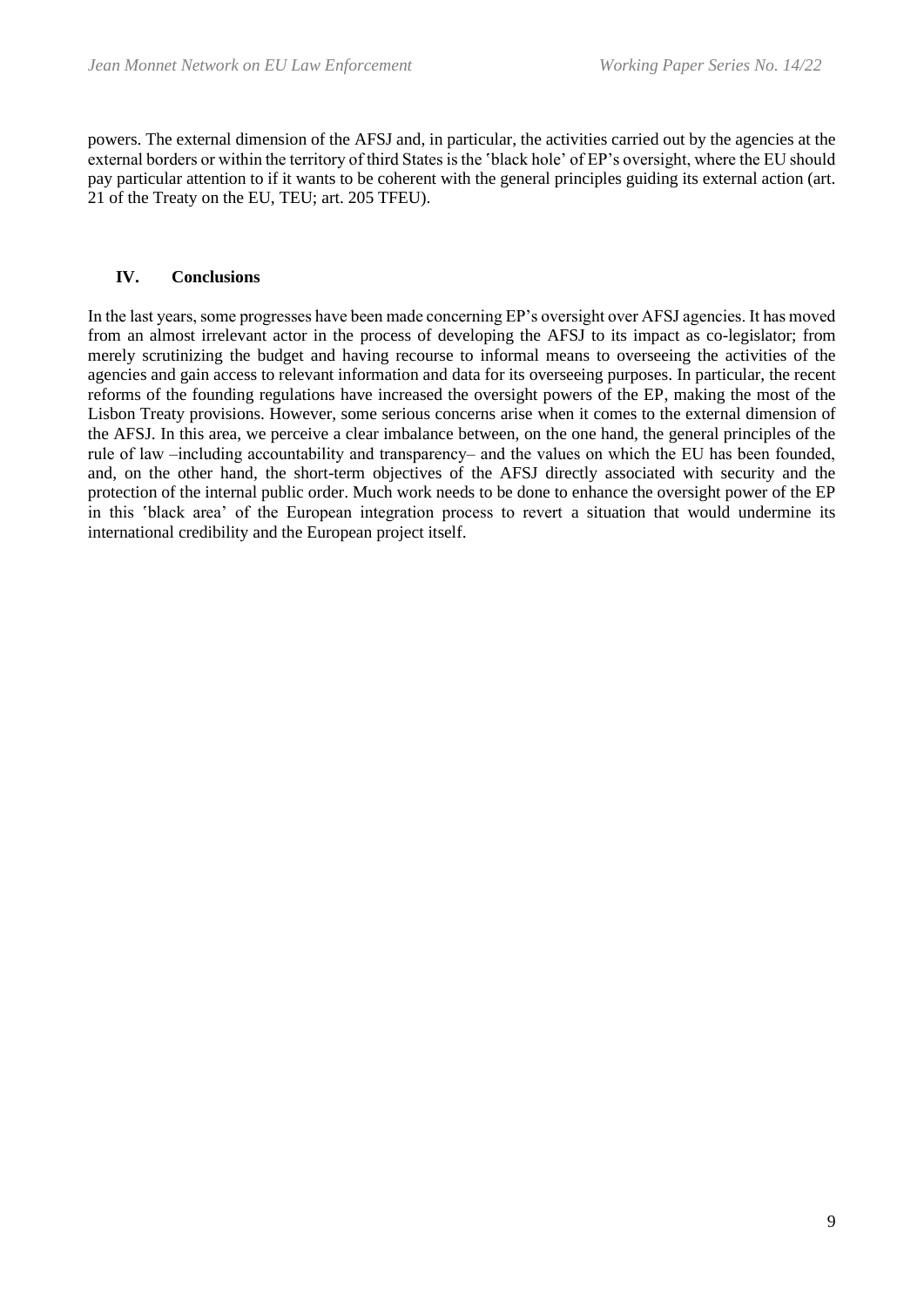powers. The external dimension of the AFSJ and, in particular, the activities carried out by the agencies at the external borders or within the territory of third States is the 'black hole' of EP's oversight, where the EU should pay particular attention to if it wants to be coherent with the general principles guiding its external action (art. 21 of the Treaty on the EU, TEU; art. 205 TFEU).

## IV. Conclusions

In the last years, some progresses have been made concerning EP's oversight over AFSJ agencies. It has moved from an almost irrelevant actor in the process of developing the AFSJ to its impact as co-legislator; from merely scrutinizing the budget and having recourse to informal means to overseeing the activities of the agencies and gain access to relevant information and data for its overseeing purposes. In particular, the recent reforms of the founding regulations have increased the oversight powers of the EP, making the most of the Lisbon Treaty provisions. However, some serious concerns arise when it comes to the external dimension of the AFSJ. In this area, we perceive a clear imbalance between, on the one hand, the general principles of the rule of law –including accountability and transparency– and the values on which the EU has been founded, and, on the other hand, the short-term objectives of the AFSJ directly associated with security and the protection of the internal public order. Much work needs to be done to enhance the oversight power of the EP in this 'black area' of the European integration process to revert a situation that would undermine its international credibility and the European project itself.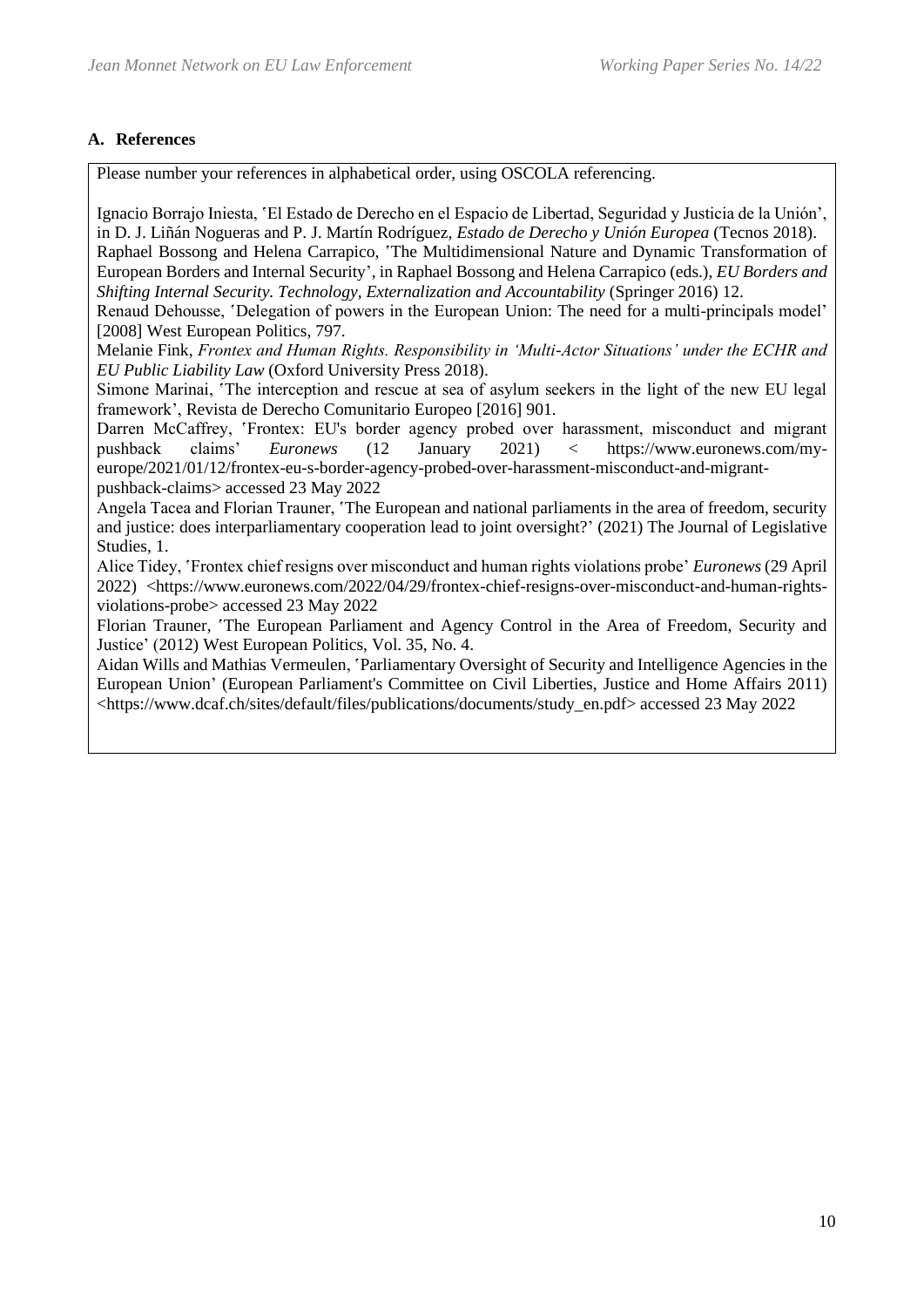## A. References

Please number your references in alphabetical order, using OSCOLA referencing.

Ignacio Borrajo Iniesta, 'El Estado de Derecho en el Espacio de Libertad, Seguridad y Justicia de la Unión', in D. J. Liñán Nogueras and P. J. Martín Rodríguez, *Estado de Derecho y Unión Europea* (Tecnos 2018).

Raphael Bossong and Helena Carrapico, 'The Multidimensional Nature and Dynamic Transformation of European Borders and Internal Security', in Raphael Bossong and Helena Carrapico (eds.), *EU Borders and Shifting Internal Security. Technology, Externalization and Accountability* (Springer 2016) 12.

Renaud Dehousse, 'Delegation of powers in the European Union: The need for a multi-principals model' [2008] West European Politics, 797.

Melanie Fink, *Frontex and Human Rights. Responsibility in 'Multi-Actor Situations' under the ECHR and EU Public Liability Law* (Oxford University Press 2018).

Simone Marinai, 'The interception and rescue at sea of asylum seekers in the light of the new EU legal framework', Revista de Derecho Comunitario Europeo [2016] 901.

Darren McCaffrey, 'Frontex: EU's border agency probed over harassment, misconduct and migrant pushback claims' *Euronews* (12 January 2021) < https://www.euronews.com/my-europe/2021/01/12/frontex-eu-s-border-agency-probed-over-harassment-misconduct-and-migrant-pushback-claims> accessed 23 May 2022

Angela Tacea and Florian Trauner, 'The European and national parliaments in the area of freedom, security and justice: does interparliamentary cooperation lead to joint oversight?' (2021) The Journal of Legislative Studies, 1.

Alice Tidey, 'Frontex chief resigns over misconduct and human rights violations probe' *Euronews* (29 April 2022) <https://www.euronews.com/2022/04/29/frontex-chief-resigns-over-misconduct-and-human-rights-violations-probe> accessed 23 May 2022

Florian Trauner, 'The European Parliament and Agency Control in the Area of Freedom, Security and Justice' (2012) West European Politics, Vol. 35, No. 4.

Aidan Wills and Mathias Vermeulen, 'Parliamentary Oversight of Security and Intelligence Agencies in the European Union' (European Parliament's Committee on Civil Liberties, Justice and Home Affairs 2011) <https://www.dcaf.ch/sites/default/files/publications/documents/study_en.pdf> accessed 23 May 2022